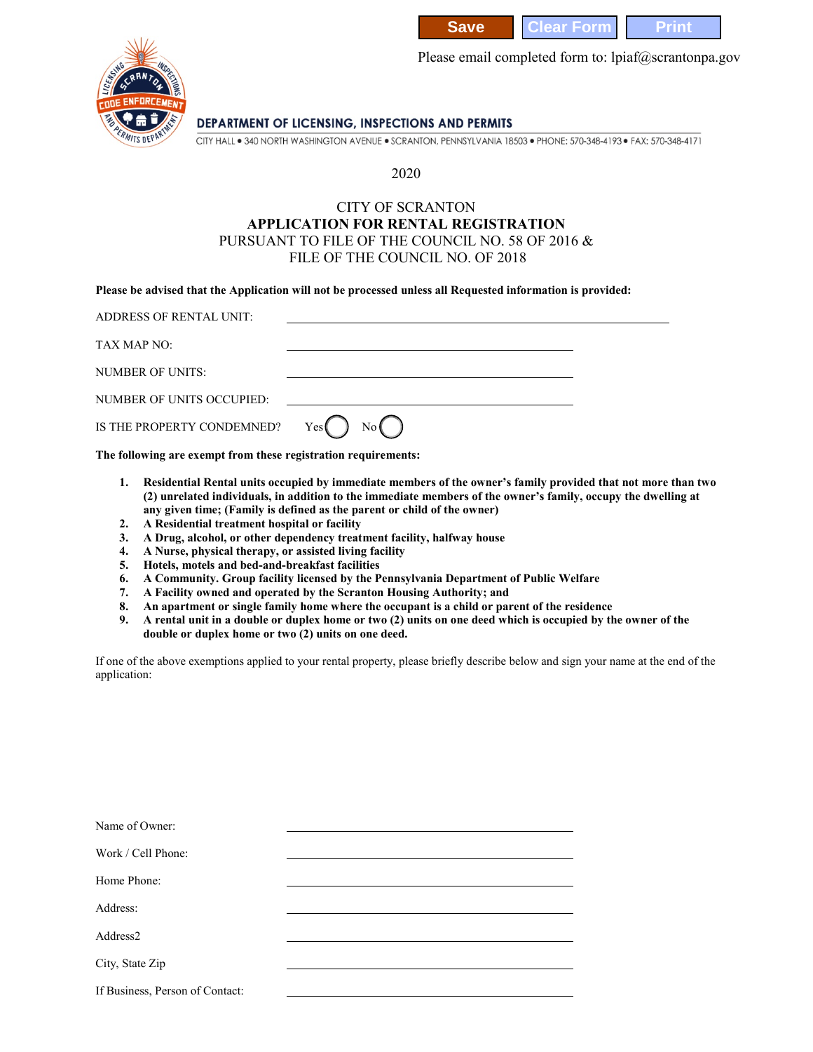Save | Clear Form | Print

Please email completed form to: lpiaf@scrantonpa.gov

DEPARTMENT OF LICENSING, INSPECTIONS AND PERMITS

CITY HALL • 340 NORTH WASHINGTON AVENUE • SCRANTON, PENNSYLVANIA 18503 • PHONE: 570-348-4193 • FAX: 570-348-4171

2020

# CITY OF SCRANTON
## APPLICATION FOR RENTAL REGISTRATION
PURSUANT TO FILE OF THE COUNCIL NO. 58 OF 2016 &
FILE OF THE COUNCIL NO. OF 2018

**Please be advised that the Application will not be processed unless all Requested information is provided:**

ADDRESS OF RENTAL UNIT: ______________________________

TAX MAP NO: ______________________________

NUMBER OF UNITS: ______________________________

NUMBER OF UNITS OCCUPIED: ______________________________

IS THE PROPERTY CONDEMNED? Yes ◯ No ◯

**The following are exempt from these registration requirements:**

1. **Residential Rental units occupied by immediate members of the owner's family provided that not more than two (2) unrelated individuals, in addition to the immediate members of the owner's family, occupy the dwelling at any given time; (Family is defined as the parent or child of the owner)**
2. **A Residential treatment hospital or facility**
3. **A Drug, alcohol, or other dependency treatment facility, halfway house**
4. **A Nurse, physical therapy, or assisted living facility**
5. **Hotels, motels and bed-and-breakfast facilities**
6. **A Community. Group facility licensed by the Pennsylvania Department of Public Welfare**
7. **A Facility owned and operated by the Scranton Housing Authority; and**
8. **An apartment or single family home where the occupant is a child or parent of the residence**
9. **A rental unit in a double or duplex home or two (2) units on one deed which is occupied by the owner of the double or duplex home or two (2) units on one deed.**

If one of the above exemptions applied to your rental property, please briefly describe below and sign your name at the end of the application:

Name of Owner: ______________________________

Work / Cell Phone: ______________________________

Home Phone: ______________________________

Address: ______________________________

Address2 ______________________________

City, State Zip ______________________________

If Business, Person of Contact: ______________________________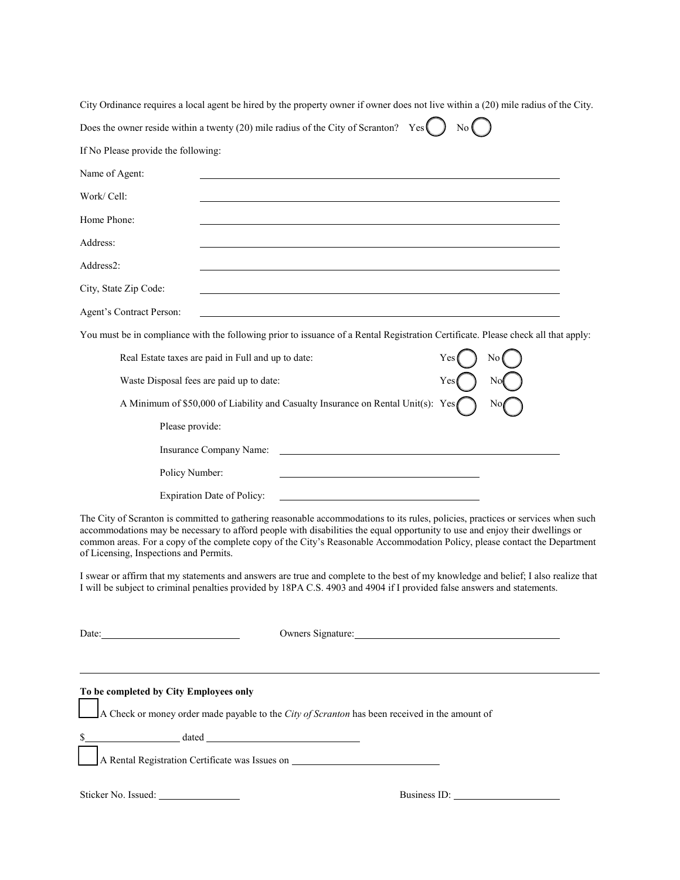City Ordinance requires a local agent be hired by the property owner if owner does not live within a (20) mile radius of the City.

Does the owner reside within a twenty (20) mile radius of the City of Scranton? Yes ◯ No ◯

If No Please provide the following:

Name of Agent: ______________________________

Work/ Cell: ______________________________

Home Phone: ______________________________

Address: ______________________________

Address2: ______________________________

City, State Zip Code: ______________________________

Agent's Contract Person: ______________________________

You must be in compliance with the following prior to issuance of a Rental Registration Certificate. Please check all that apply:

Real Estate taxes are paid in Full and up to date: Yes ◯ No ◯

Waste Disposal fees are paid up to date: Yes ◯ No ◯

A Minimum of $50,000 of Liability and Casualty Insurance on Rental Unit(s): Yes ◯ No ◯

Please provide:

Insurance Company Name: ______________________________

Policy Number: ______________________________

Expiration Date of Policy: ______________________________

The City of Scranton is committed to gathering reasonable accommodations to its rules, policies, practices or services when such accommodations may be necessary to afford people with disabilities the equal opportunity to use and enjoy their dwellings or common areas. For a copy of the complete copy of the City's Reasonable Accommodation Policy, please contact the Department of Licensing, Inspections and Permits.

I swear or affirm that my statements and answers are true and complete to the best of my knowledge and belief; I also realize that I will be subject to criminal penalties provided by 18PA C.S. 4903 and 4904 if I provided false answers and statements.

Date: ____________________ Owners Signature: ______________________________

---

**To be completed by City Employees only**

☐ A Check or money order made payable to the *City of Scranton* has been received in the amount of

$______________ dated ____________________

☐ A Rental Registration Certificate was Issues on ____________________

Sticker No. Issued: ____________ Business ID: ______________